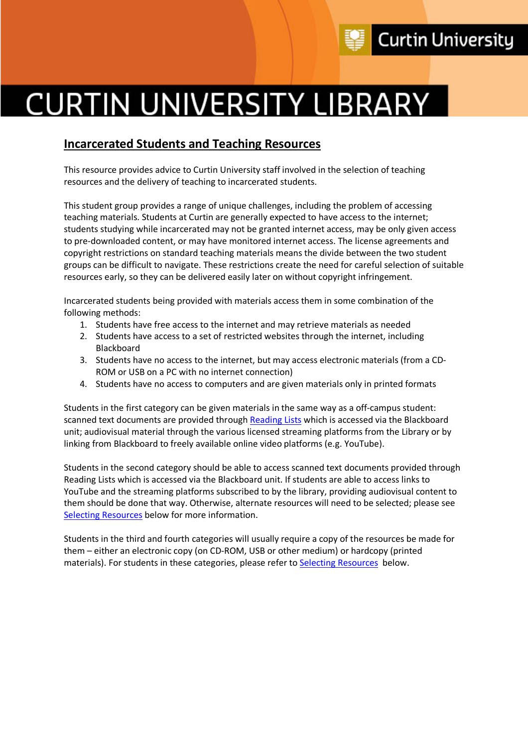# CURTIN UNIVERSITY LIBRARY

## Incarcerated Students and Teaching Resources

This resource provides advice to Curtin University staff involved in the selection of teaching resources and the delivery of teaching to incarcerated students.

This student group provides a range of unique challenges, including the problem of accessing teaching materials. Students at Curtin are generally expected to have access to the internet; students studying while incarcerated may not be granted internet access, may be only given access to pre-downloaded content, or may have monitored internet access. The license agreements and copyright restrictions on standard teaching materials means the divide between the two student groups can be difficult to navigate. These restrictions create the need for careful selection of suitable resources early, so they can be delivered easily later on without copyright infringement.

Incarcerated students being provided with materials access them in some combination of the following methods:

1. Students have free access to the internet and may retrieve materials as needed
2. Students have access to a set of restricted websites through the internet, including Blackboard
3. Students have no access to the internet, but may access electronic materials (from a CD-ROM or USB on a PC with no internet connection)
4. Students have no access to computers and are given materials only in printed formats

Students in the first category can be given materials in the same way as a off-campus student: scanned text documents are provided through Reading Lists which is accessed via the Blackboard unit; audiovisual material through the various licensed streaming platforms from the Library or by linking from Blackboard to freely available online video platforms (e.g. YouTube).

Students in the second category should be able to access scanned text documents provided through Reading Lists which is accessed via the Blackboard unit. If students are able to access links to YouTube and the streaming platforms subscribed to by the library, providing audiovisual content to them should be done that way. Otherwise, alternate resources will need to be selected; please see Selecting Resources below for more information.

Students in the third and fourth categories will usually require a copy of the resources be made for them – either an electronic copy (on CD-ROM, USB or other medium) or hardcopy (printed materials). For students in these categories, please refer to Selecting Resources below.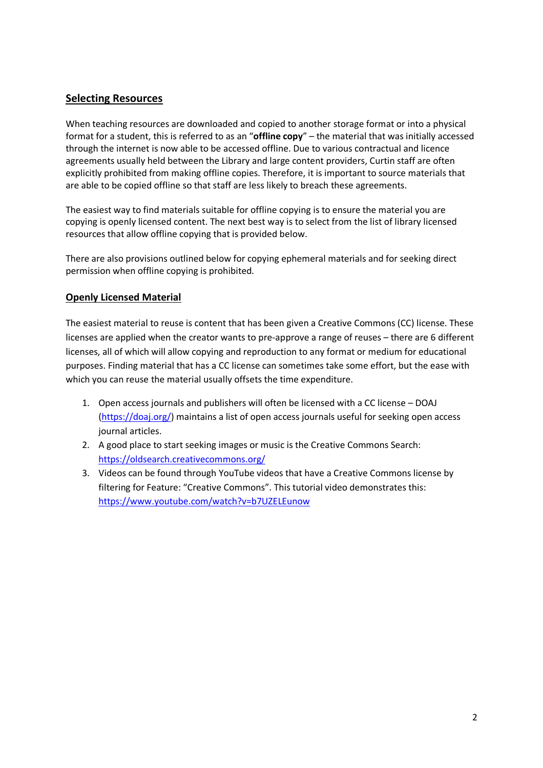## Selecting Resources

When teaching resources are downloaded and copied to another storage format or into a physical format for a student, this is referred to as an "**offline copy**" – the material that was initially accessed through the internet is now able to be accessed offline. Due to various contractual and licence agreements usually held between the Library and large content providers, Curtin staff are often explicitly prohibited from making offline copies. Therefore, it is important to source materials that are able to be copied offline so that staff are less likely to breach these agreements.

The easiest way to find materials suitable for offline copying is to ensure the material you are copying is openly licensed content. The next best way is to select from the list of library licensed resources that allow offline copying that is provided below.

There are also provisions outlined below for copying ephemeral materials and for seeking direct permission when offline copying is prohibited.

### Openly Licensed Material

The easiest material to reuse is content that has been given a Creative Commons (CC) license. These licenses are applied when the creator wants to pre-approve a range of reuses – there are 6 different licenses, all of which will allow copying and reproduction to any format or medium for educational purposes. Finding material that has a CC license can sometimes take some effort, but the ease with which you can reuse the material usually offsets the time expenditure.

1. Open access journals and publishers will often be licensed with a CC license – DOAJ (https://doaj.org/) maintains a list of open access journals useful for seeking open access journal articles.
2. A good place to start seeking images or music is the Creative Commons Search: https://oldsearch.creativecommons.org/
3. Videos can be found through YouTube videos that have a Creative Commons license by filtering for Feature: "Creative Commons". This tutorial video demonstrates this: https://www.youtube.com/watch?v=b7UZELEunow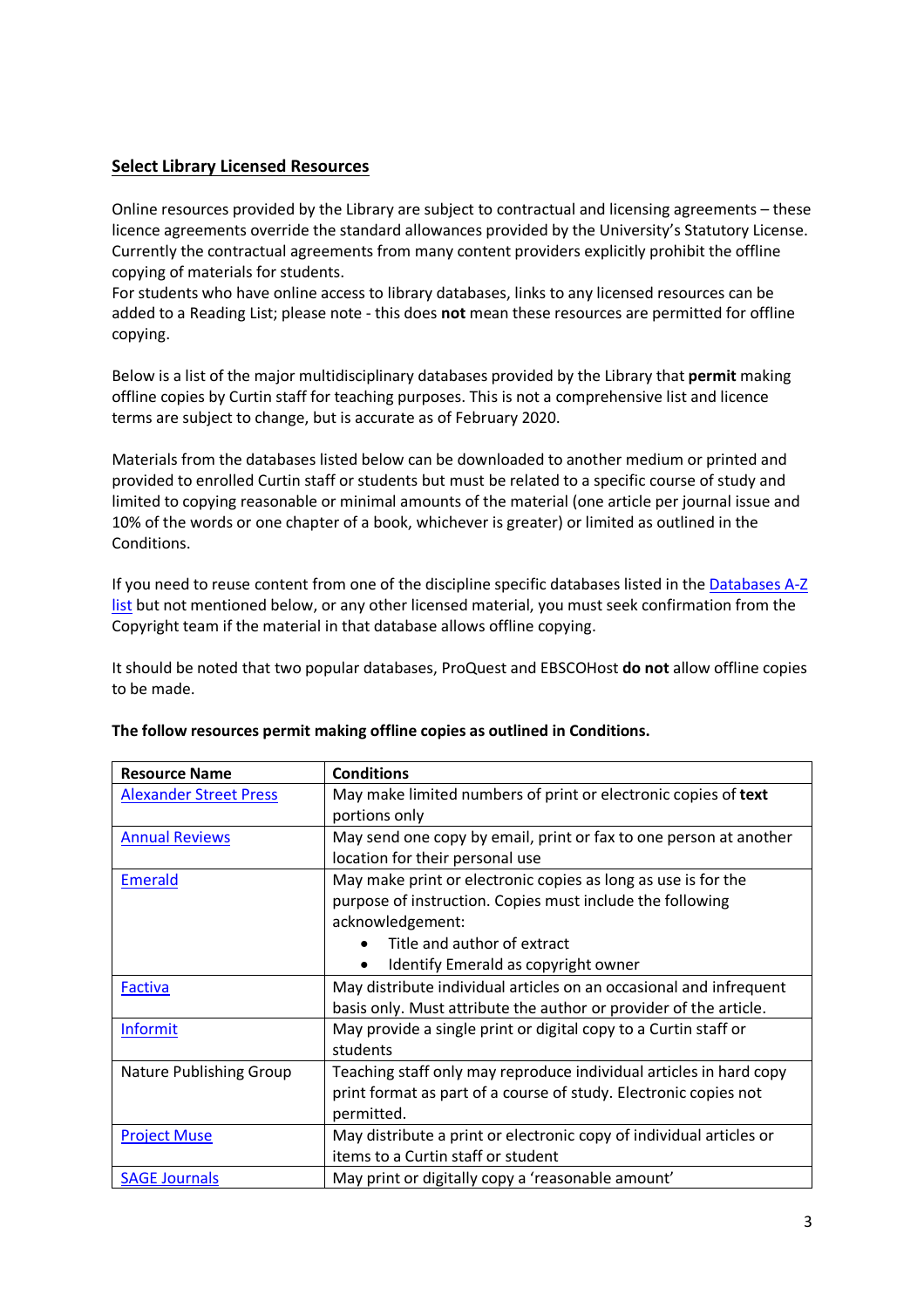## Select Library Licensed Resources

Online resources provided by the Library are subject to contractual and licensing agreements – these licence agreements override the standard allowances provided by the University's Statutory License. Currently the contractual agreements from many content providers explicitly prohibit the offline copying of materials for students.
For students who have online access to library databases, links to any licensed resources can be added to a Reading List; please note - this does **not** mean these resources are permitted for offline copying.

Below is a list of the major multidisciplinary databases provided by the Library that **permit** making offline copies by Curtin staff for teaching purposes. This is not a comprehensive list and licence terms are subject to change, but is accurate as of February 2020.

Materials from the databases listed below can be downloaded to another medium or printed and provided to enrolled Curtin staff or students but must be related to a specific course of study and limited to copying reasonable or minimal amounts of the material (one article per journal issue and 10% of the words or one chapter of a book, whichever is greater) or limited as outlined in the Conditions.

If you need to reuse content from one of the discipline specific databases listed in the Databases A-Z list but not mentioned below, or any other licensed material, you must seek confirmation from the Copyright team if the material in that database allows offline copying.

It should be noted that two popular databases, ProQuest and EBSCOHost **do not** allow offline copies to be made.

**The follow resources permit making offline copies as outlined in Conditions.**

| Resource Name | Conditions |
| --- | --- |
| Alexander Street Press | May make limited numbers of print or electronic copies of **text** portions only |
| Annual Reviews | May send one copy by email, print or fax to one person at another location for their personal use |
| Emerald | May make print or electronic copies as long as use is for the purpose of instruction. Copies must include the following acknowledgement: <br>• Title and author of extract <br>• Identify Emerald as copyright owner |
| Factiva | May distribute individual articles on an occasional and infrequent basis only. Must attribute the author or provider of the article. |
| Informit | May provide a single print or digital copy to a Curtin staff or students |
| Nature Publishing Group | Teaching staff only may reproduce individual articles in hard copy print format as part of a course of study. Electronic copies not permitted. |
| Project Muse | May distribute a print or electronic copy of individual articles or items to a Curtin staff or student |
| SAGE Journals | May print or digitally copy a 'reasonable amount' |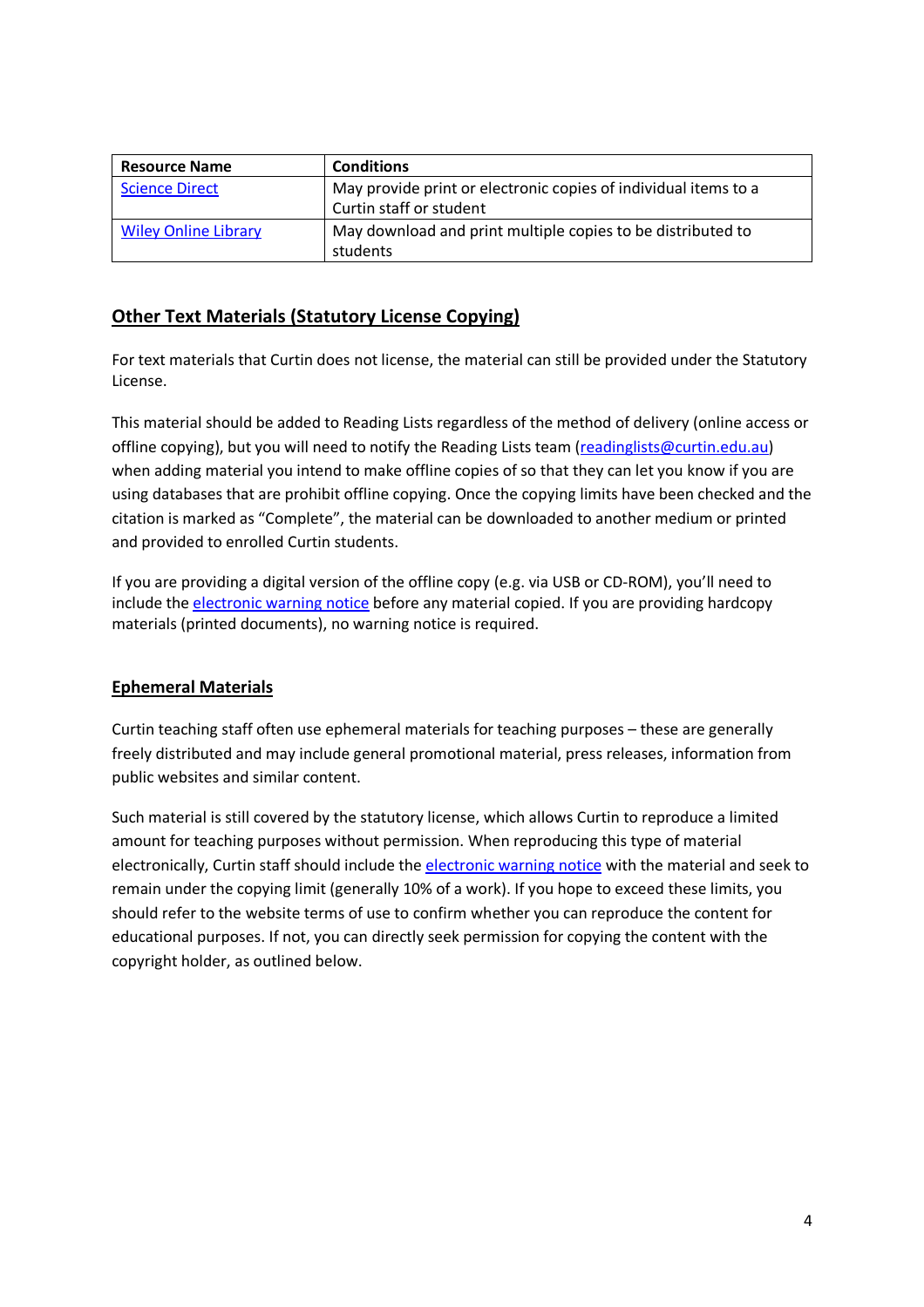| Resource Name | Conditions |
| --- | --- |
| Science Direct | May provide print or electronic copies of individual items to a Curtin staff or student |
| Wiley Online Library | May download and print multiple copies to be distributed to students |

## Other Text Materials (Statutory License Copying)

For text materials that Curtin does not license, the material can still be provided under the Statutory License.

This material should be added to Reading Lists regardless of the method of delivery (online access or offline copying), but you will need to notify the Reading Lists team (readinglists@curtin.edu.au) when adding material you intend to make offline copies of so that they can let you know if you are using databases that are prohibit offline copying. Once the copying limits have been checked and the citation is marked as "Complete", the material can be downloaded to another medium or printed and provided to enrolled Curtin students.

If you are providing a digital version of the offline copy (e.g. via USB or CD-ROM), you'll need to include the electronic warning notice before any material copied. If you are providing hardcopy materials (printed documents), no warning notice is required.

## Ephemeral Materials

Curtin teaching staff often use ephemeral materials for teaching purposes – these are generally freely distributed and may include general promotional material, press releases, information from public websites and similar content.

Such material is still covered by the statutory license, which allows Curtin to reproduce a limited amount for teaching purposes without permission. When reproducing this type of material electronically, Curtin staff should include the electronic warning notice with the material and seek to remain under the copying limit (generally 10% of a work). If you hope to exceed these limits, you should refer to the website terms of use to confirm whether you can reproduce the content for educational purposes. If not, you can directly seek permission for copying the content with the copyright holder, as outlined below.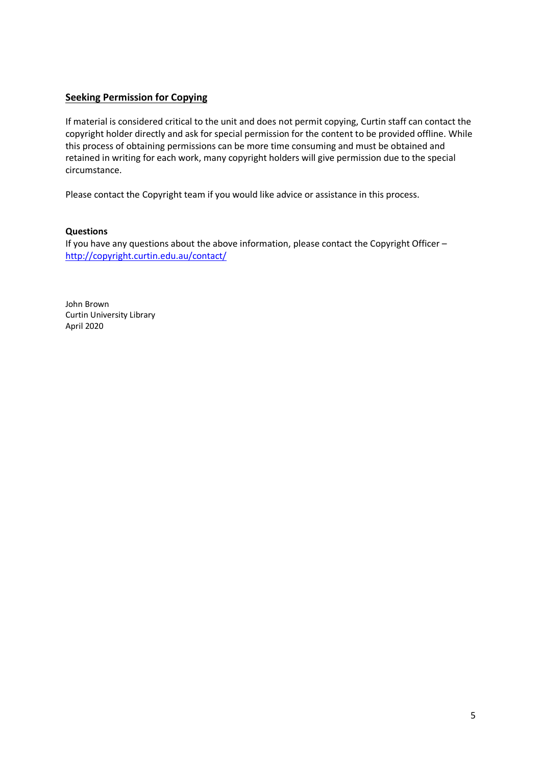## Seeking Permission for Copying

If material is considered critical to the unit and does not permit copying, Curtin staff can contact the copyright holder directly and ask for special permission for the content to be provided offline. While this process of obtaining permissions can be more time consuming and must be obtained and retained in writing for each work, many copyright holders will give permission due to the special circumstance.

Please contact the Copyright team if you would like advice or assistance in this process.

**Questions**
If you have any questions about the above information, please contact the Copyright Officer – http://copyright.curtin.edu.au/contact/

John Brown
Curtin University Library
April 2020